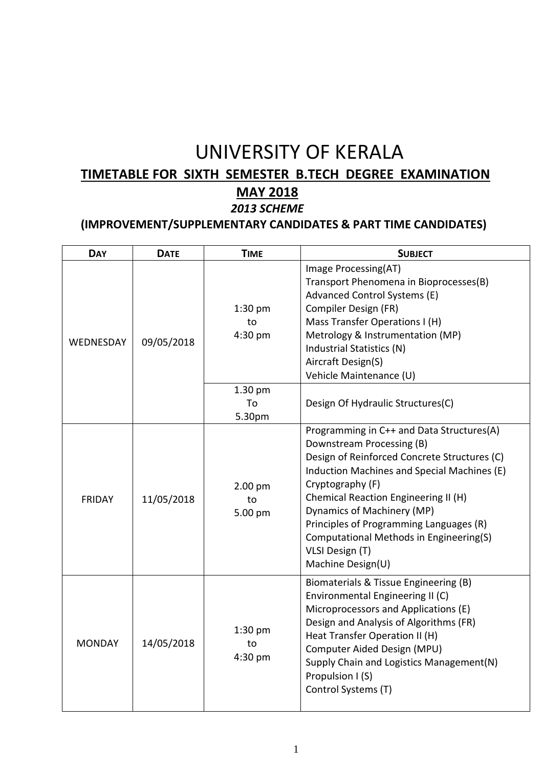# UNIVERSITY OF KERALA

## TIMETABLE FOR SIXTH SEMESTER B.TECH DEGREE EXAMINATION

## MAY 2018

***2013 SCHEME***

**(IMPROVEMENT/SUPPLEMENTARY CANDIDATES & PART TIME CANDIDATES)**

| DAY | DATE | TIME | SUBJECT |
|---|---|---|---|
| WEDNESDAY | 09/05/2018 | 1:30 pm to 4:30 pm | Image Processing(AT)<br>Transport Phenomena in Bioprocesses(B)<br>Advanced Control Systems (E)<br>Compiler Design (FR)<br>Mass Transfer Operations I (H)<br>Metrology & Instrumentation (MP)<br>Industrial Statistics (N)<br>Aircraft Design(S)<br>Vehicle Maintenance (U) |
| | | 1.30 pm To 5.30pm | Design Of Hydraulic Structures(C) |
| FRIDAY | 11/05/2018 | 2.00 pm to 5.00 pm | Programming in C++ and Data Structures(A)<br>Downstream Processing (B)<br>Design of Reinforced Concrete Structures (C)<br>Induction Machines and Special Machines (E)<br>Cryptography (F)<br>Chemical Reaction Engineering II (H)<br>Dynamics of Machinery (MP)<br>Principles of Programming Languages (R)<br>Computational Methods in Engineering(S)<br>VLSI Design (T)<br>Machine Design(U) |
| MONDAY | 14/05/2018 | 1:30 pm to 4:30 pm | Biomaterials & Tissue Engineering (B)<br>Environmental Engineering II (C)<br>Microprocessors and Applications (E)<br>Design and Analysis of Algorithms (FR)<br>Heat Transfer Operation II (H)<br>Computer Aided Design (MPU)<br>Supply Chain and Logistics Management(N)<br>Propulsion I (S)<br>Control Systems (T) |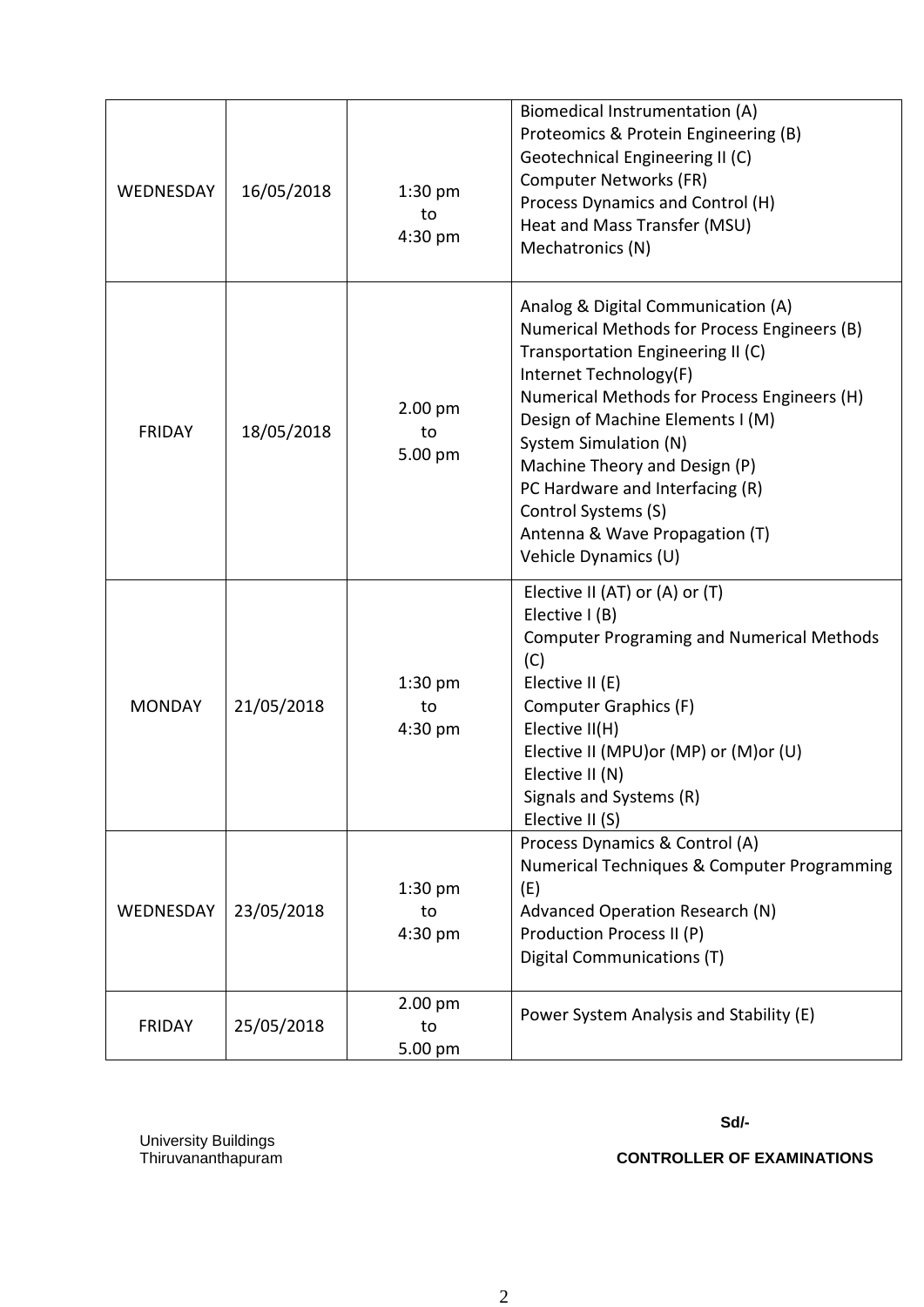| | | | |
|---|---|---|---|
| WEDNESDAY | 16/05/2018 | 1:30 pm to 4:30 pm | Biomedical Instrumentation (A)<br>Proteomics & Protein Engineering (B)<br>Geotechnical Engineering II (C)<br>Computer Networks (FR)<br>Process Dynamics and Control (H)<br>Heat and Mass Transfer (MSU)<br>Mechatronics (N) |
| FRIDAY | 18/05/2018 | 2.00 pm to 5.00 pm | Analog & Digital Communication (A)<br>Numerical Methods for Process Engineers (B)<br>Transportation Engineering II (C)<br>Internet Technology(F)<br>Numerical Methods for Process Engineers (H)<br>Design of Machine Elements I (M)<br>System Simulation (N)<br>Machine Theory and Design (P)<br>PC Hardware and Interfacing (R)<br>Control Systems (S)<br>Antenna & Wave Propagation (T)<br>Vehicle Dynamics (U) |
| MONDAY | 21/05/2018 | 1:30 pm to 4:30 pm | Elective II (AT) or (A) or (T)<br>Elective I (B)<br>Computer Programing and Numerical Methods (C)<br>Elective II (E)<br>Computer Graphics (F)<br>Elective II(H)<br>Elective II (MPU)or (MP) or (M)or (U)<br>Elective II (N)<br>Signals and Systems (R)<br>Elective II (S) |
| WEDNESDAY | 23/05/2018 | 1:30 pm to 4:30 pm | Process Dynamics & Control (A)<br>Numerical Techniques & Computer Programming (E)<br>Advanced Operation Research (N)<br>Production Process II (P)<br>Digital Communications (T) |
| FRIDAY | 25/05/2018 | 2.00 pm to 5.00 pm | Power System Analysis and Stability (E) |

University Buildings
Thiruvananthapuram

Sd/-

**CONTROLLER OF EXAMINATIONS**